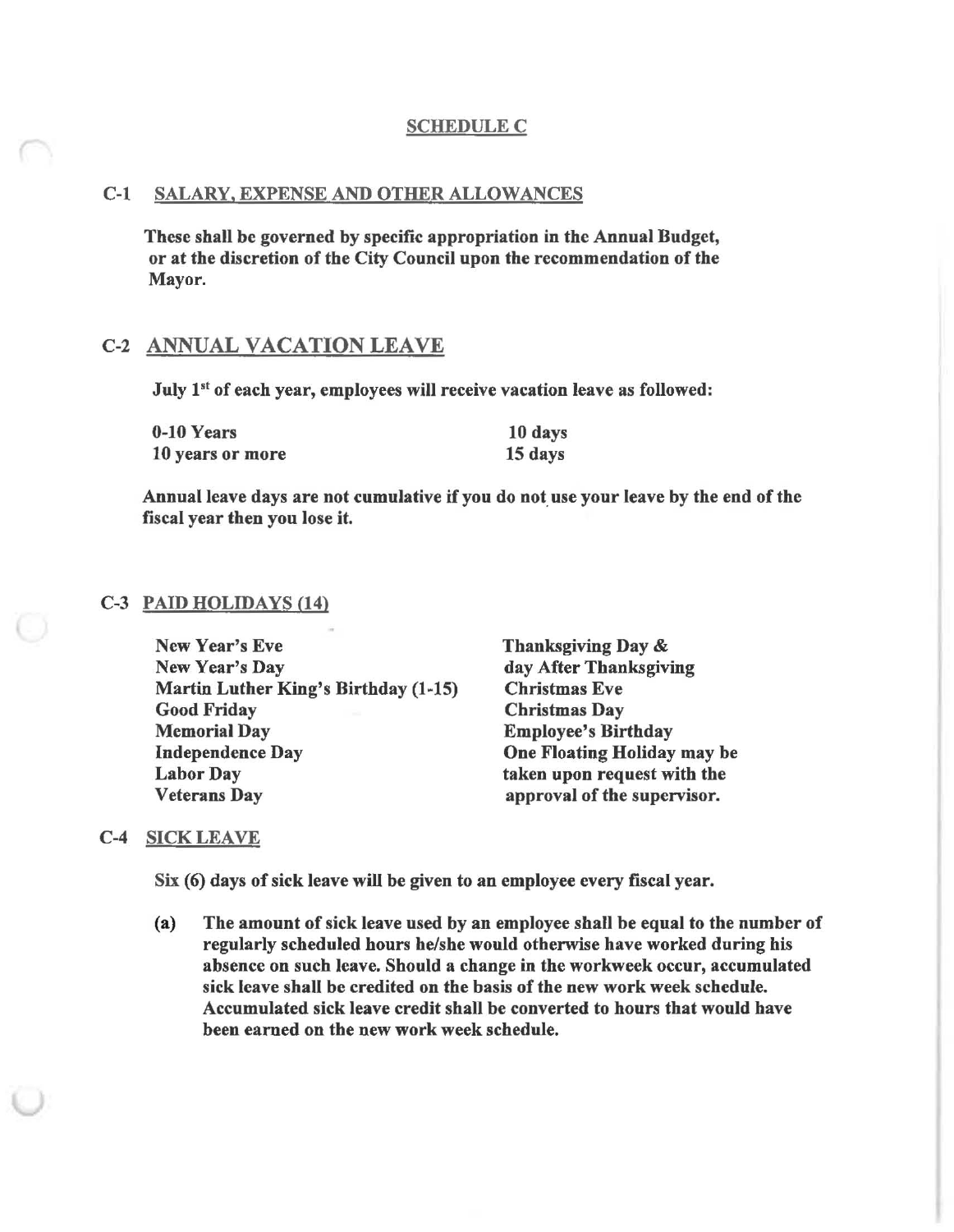# SCHEDULE C

## C-1 SALARY, EXPENSE AND OTHER ALLOWANCES

**These shall be governed by specific appropriation in the Annual Budget, or at the discretion of the City Council upon the recommendation of the Mayor.**

## C-2 ANNUAL VACATION LEAVE

**July 1st of each year, employees will receive vacation leave as followed:**

| | |
|---|---|
| **0-10 Years** | **10 days** |
| **10 years or more** | **15 days** |

**Annual leave days are not cumulative if you do not use your leave by the end of the fiscal year then you lose it.**

## C-3 PAID HOLIDAYS (14)

- **New Year's Eve**
- **New Year's Day**
- **Martin Luther King's Birthday (1-15)**
- **Good Friday**
- **Memorial Day**
- **Independence Day**
- **Labor Day**
- **Veterans Day**
- **Thanksgiving Day & day After Thanksgiving**
- **Christmas Eve**
- **Christmas Day**
- **Employee's Birthday**
- **One Floating Holiday may be taken upon request with the approval of the supervisor.**

## C-4 SICK LEAVE

**Six (6) days of sick leave will be given to an employee every fiscal year.**

**(a) The amount of sick leave used by an employee shall be equal to the number of regularly scheduled hours he/she would otherwise have worked during his absence on such leave. Should a change in the workweek occur, accumulated sick leave shall be credited on the basis of the new work week schedule. Accumulated sick leave credit shall be converted to hours that would have been earned on the new work week schedule.**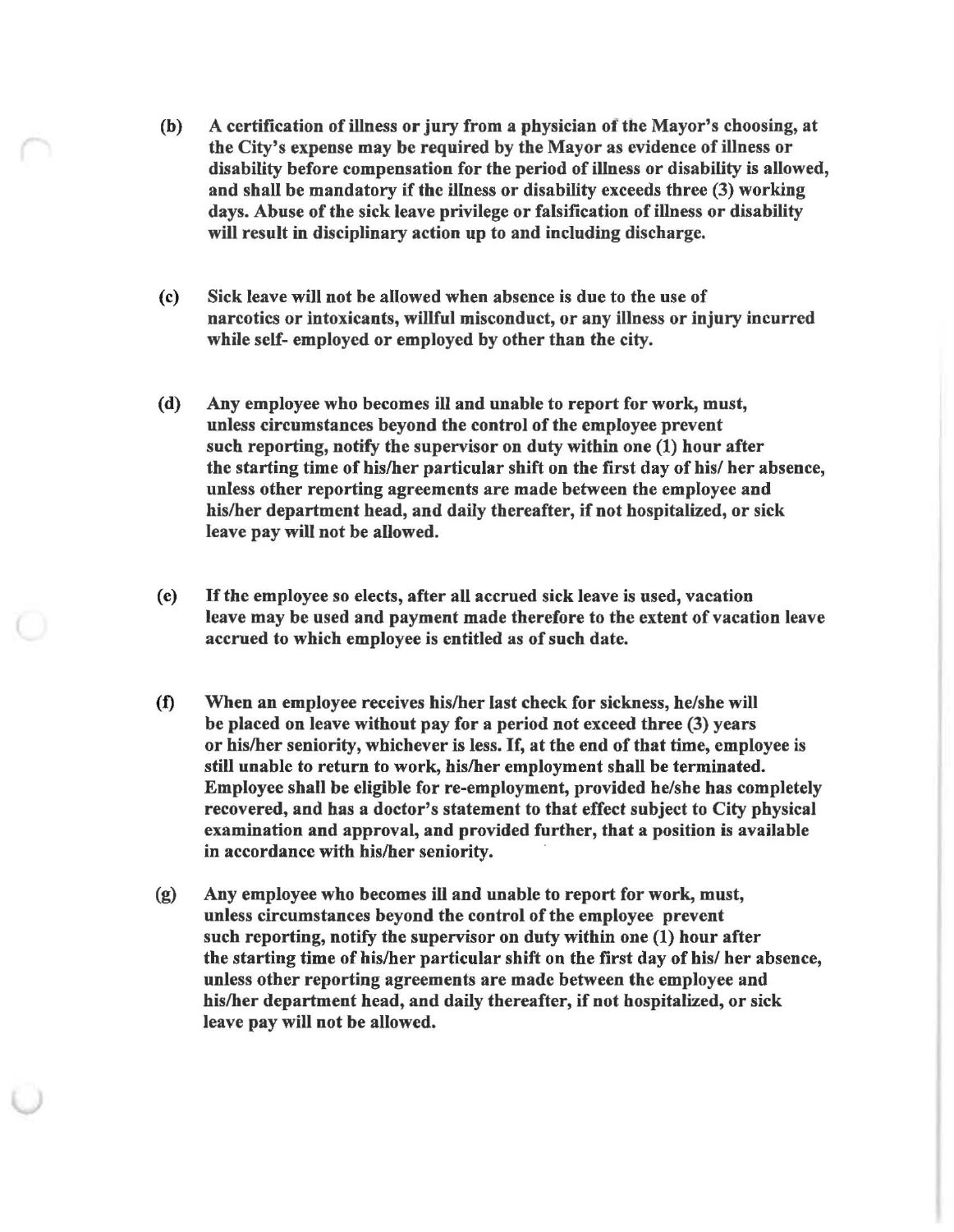**(b)** A certification of illness or jury from a physician of the Mayor's choosing, at the City's expense may be required by the Mayor as evidence of illness or disability before compensation for the period of illness or disability is allowed, and shall be mandatory if the illness or disability exceeds three (3) working days. Abuse of the sick leave privilege or falsification of illness or disability will result in disciplinary action up to and including discharge.

**(c)** Sick leave will not be allowed when absence is due to the use of narcotics or intoxicants, willful misconduct, or any illness or injury incurred while self- employed or employed by other than the city.

**(d)** Any employee who becomes ill and unable to report for work, must, unless circumstances beyond the control of the employee prevent such reporting, notify the supervisor on duty within one (1) hour after the starting time of his/her particular shift on the first day of his/ her absence, unless other reporting agreements are made between the employee and his/her department head, and daily thereafter, if not hospitalized, or sick leave pay will not be allowed.

**(e)** If the employee so elects, after all accrued sick leave is used, vacation leave may be used and payment made therefore to the extent of vacation leave accrued to which employee is entitled as of such date.

**(f)** When an employee receives his/her last check for sickness, he/she will be placed on leave without pay for a period not exceed three (3) years or his/her seniority, whichever is less. If, at the end of that time, employee is still unable to return to work, his/her employment shall be terminated. Employee shall be eligible for re-employment, provided he/she has completely recovered, and has a doctor's statement to that effect subject to City physical examination and approval, and provided further, that a position is available in accordance with his/her seniority.

**(g)** Any employee who becomes ill and unable to report for work, must, unless circumstances beyond the control of the employee prevent such reporting, notify the supervisor on duty within one (1) hour after the starting time of his/her particular shift on the first day of his/ her absence, unless other reporting agreements are made between the employee and his/her department head, and daily thereafter, if not hospitalized, or sick leave pay will not be allowed.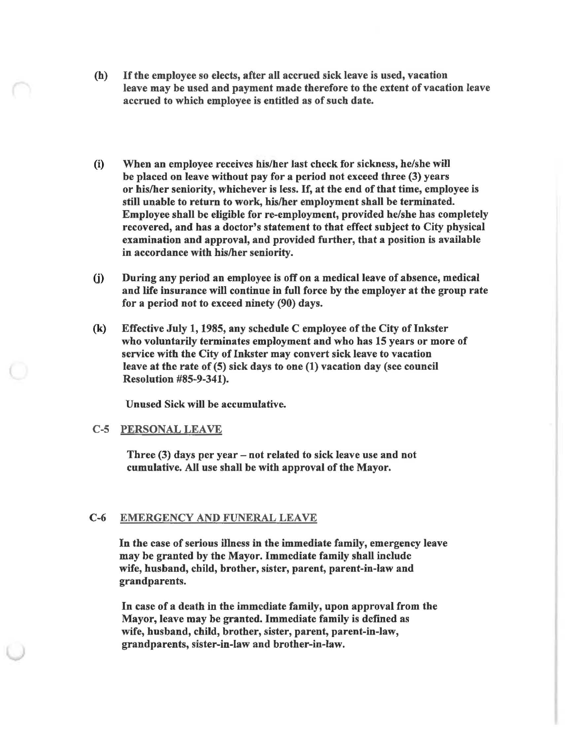**(h)** **If the employee so elects, after all accrued sick leave is used, vacation leave may be used and payment made therefore to the extent of vacation leave accrued to which employee is entitled as of such date.**

**(i)** **When an employee receives his/her last check for sickness, he/she will be placed on leave without pay for a period not exceed three (3) years or his/her seniority, whichever is less. If, at the end of that time, employee is still unable to return to work, his/her employment shall be terminated. Employee shall be eligible for re-employment, provided he/she has completely recovered, and has a doctor's statement to that effect subject to City physical examination and approval, and provided further, that a position is available in accordance with his/her seniority.**

**(j)** **During any period an employee is off on a medical leave of absence, medical and life insurance will continue in full force by the employer at the group rate for a period not to exceed ninety (90) days.**

**(k)** **Effective July 1, 1985, any schedule C employee of the City of Inkster who voluntarily terminates employment and who has 15 years or more of service with the City of Inkster may convert sick leave to vacation leave at the rate of (5) sick days to one (1) vacation day (see council Resolution #85-9-341).**

**Unused Sick will be accumulative.**

## C-5 PERSONAL LEAVE

**Three (3) days per year – not related to sick leave use and not cumulative. All use shall be with approval of the Mayor.**

## C-6 EMERGENCY AND FUNERAL LEAVE

**In the case of serious illness in the immediate family, emergency leave may be granted by the Mayor. Immediate family shall include wife, husband, child, brother, sister, parent, parent-in-law and grandparents.**

**In case of a death in the immediate family, upon approval from the Mayor, leave may be granted. Immediate family is defined as wife, husband, child, brother, sister, parent, parent-in-law, grandparents, sister-in-law and brother-in-law.**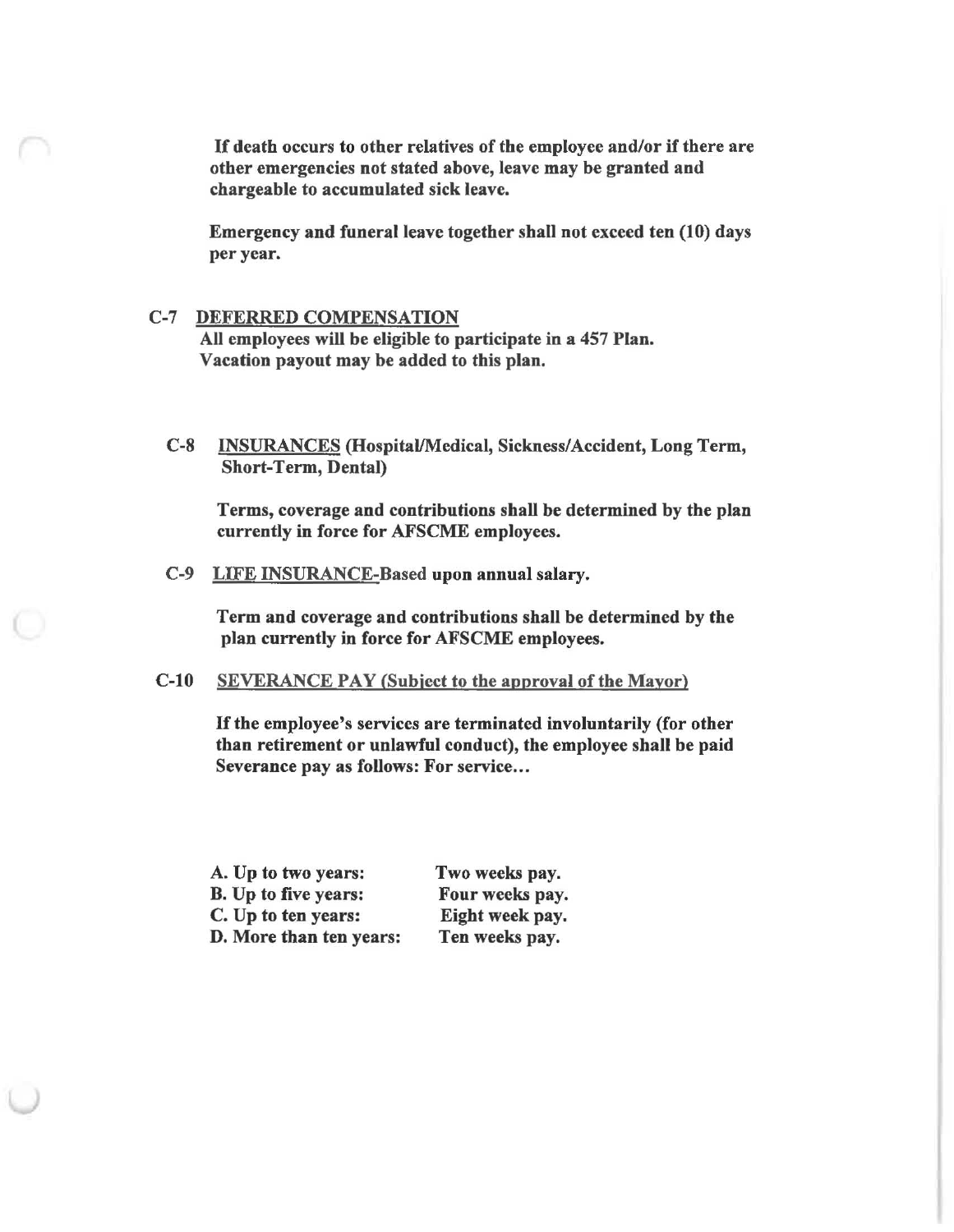If death occurs to other relatives of the employee and/or if there are other emergencies not stated above, leave may be granted and chargeable to accumulated sick leave.

Emergency and funeral leave together shall not exceed ten (10) days per year.

## C-7 DEFERRED COMPENSATION

All employees will be eligible to participate in a 457 Plan. Vacation payout may be added to this plan.

## C-8 INSURANCES (Hospital/Medical, Sickness/Accident, Long Term, Short-Term, Dental)

Terms, coverage and contributions shall be determined by the plan currently in force for AFSCME employees.

## C-9 LIFE INSURANCE-Based upon annual salary.

Term and coverage and contributions shall be determined by the plan currently in force for AFSCME employees.

## C-10 SEVERANCE PAY (Subject to the approval of the Mayor)

If the employee's services are terminated involuntarily (for other than retirement or unlawful conduct), the employee shall be paid Severance pay as follows: For service...

| | |
|---|---|
| A. Up to two years: | Two weeks pay. |
| B. Up to five years: | Four weeks pay. |
| C. Up to ten years: | Eight week pay. |
| D. More than ten years: | Ten weeks pay. |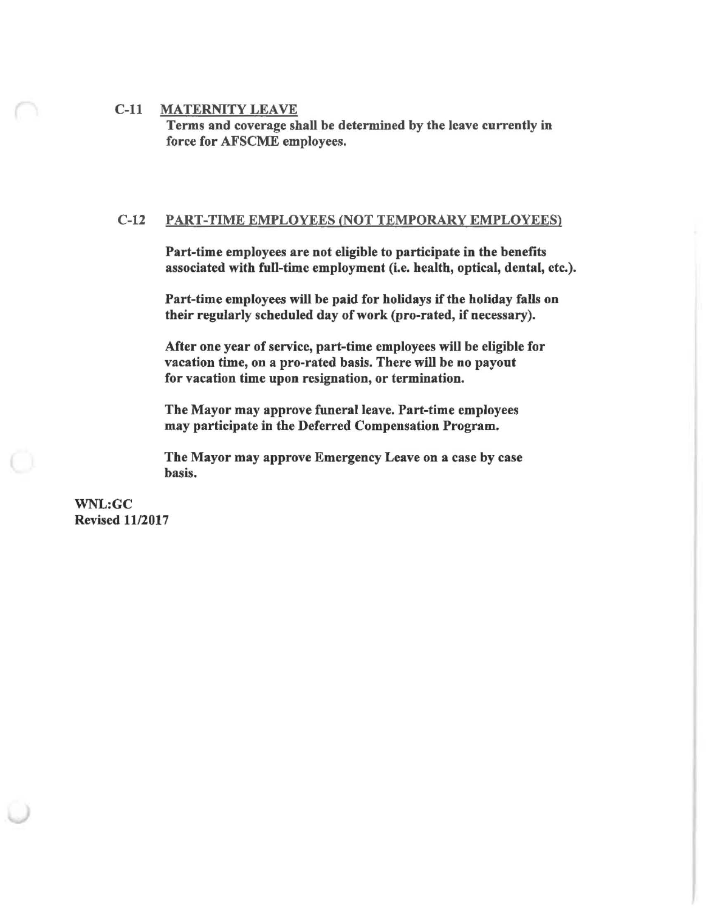## C-11 MATERNITY LEAVE

**Terms and coverage shall be determined by the leave currently in force for AFSCME employees.**

## C-12 PART-TIME EMPLOYEES (NOT TEMPORARY EMPLOYEES)

**Part-time employees are not eligible to participate in the benefits associated with full-time employment (i.e. health, optical, dental, etc.).**

**Part-time employees will be paid for holidays if the holiday falls on their regularly scheduled day of work (pro-rated, if necessary).**

**After one year of service, part-time employees will be eligible for vacation time, on a pro-rated basis. There will be no payout for vacation time upon resignation, or termination.**

**The Mayor may approve funeral leave. Part-time employees may participate in the Deferred Compensation Program.**

**The Mayor may approve Emergency Leave on a case by case basis.**

**WNL:GC**
**Revised 11/2017**